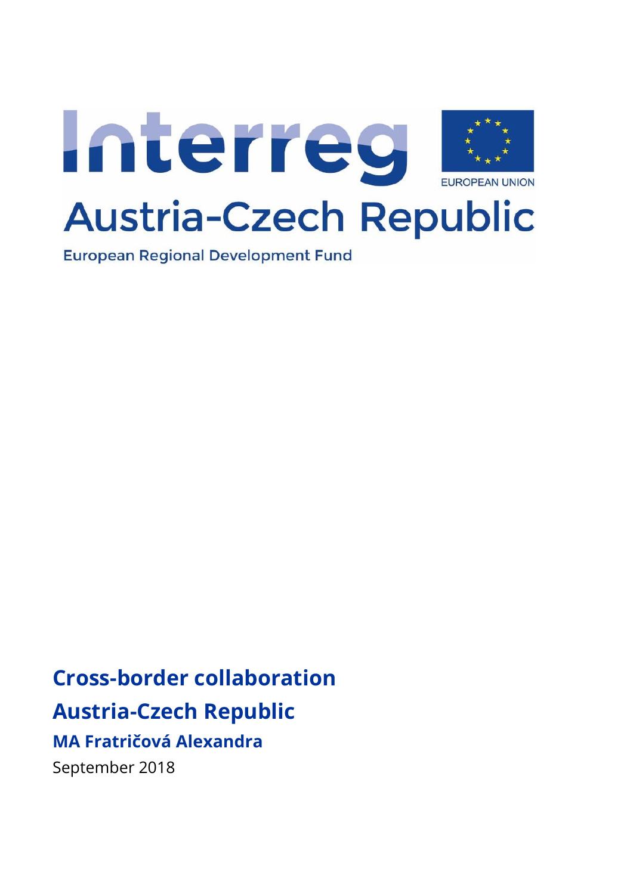Interreg

EUROPEAN UNION

Austria-Czech Republic

European Regional Development Fund

# Cross-border collaboration Austria-Czech Republic

## MA Fratričová Alexandra

September 2018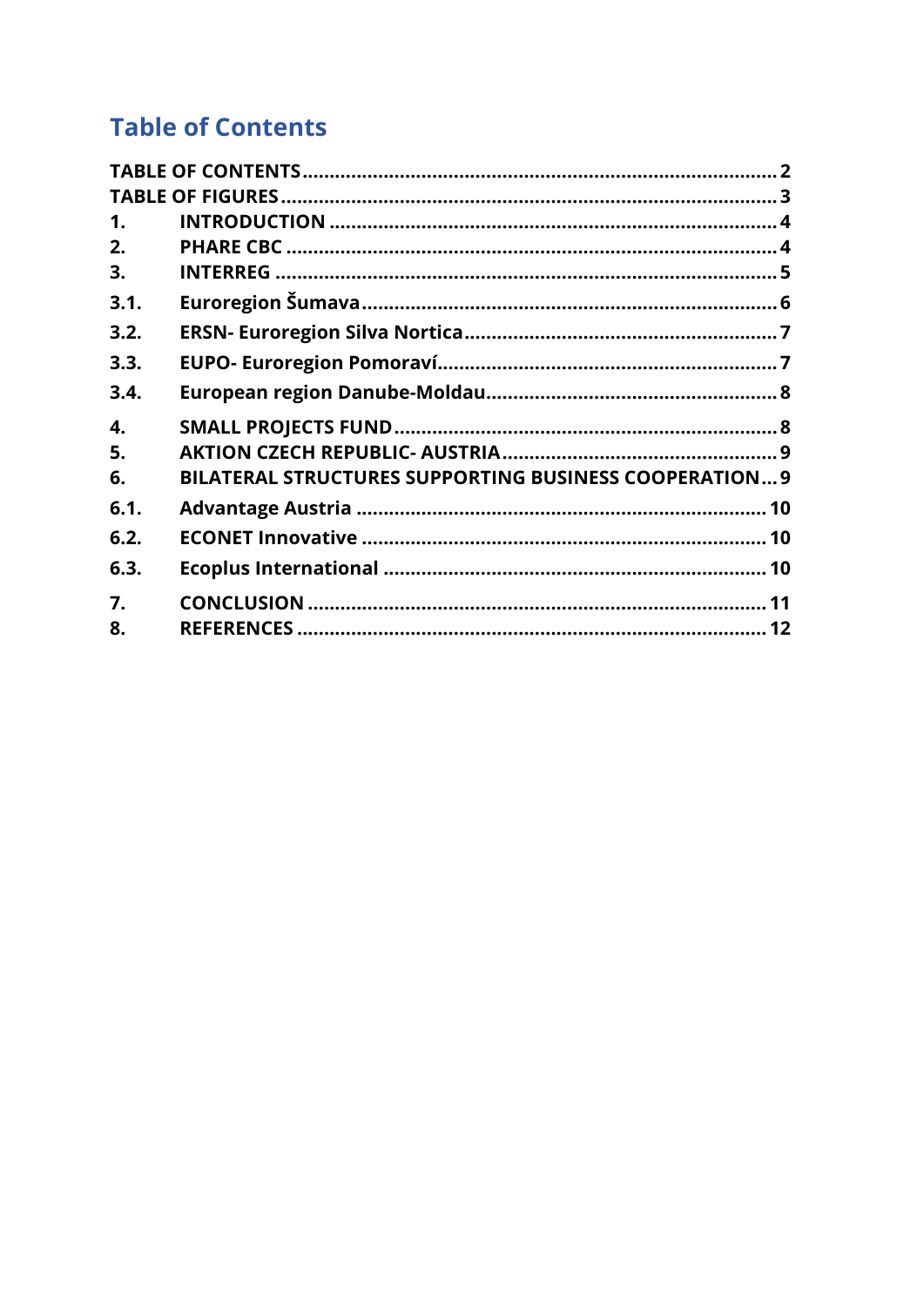# Table of Contents

TABLE OF CONTENTS ..... 2
TABLE OF FIGURES ..... 3
1. INTRODUCTION ..... 4
2. PHARE CBC ..... 4
3. INTERREG ..... 5
3.1. Euroregion Šumava ..... 6
3.2. ERSN- Euroregion Silva Nortica ..... 7
3.3. EUPO- Euroregion Pomoraví ..... 7
3.4. European region Danube-Moldau ..... 8
4. SMALL PROJECTS FUND ..... 8
5. AKTION CZECH REPUBLIC- AUSTRIA ..... 9
6. BILATERAL STRUCTURES SUPPORTING BUSINESS COOPERATION ..... 9
6.1. Advantage Austria ..... 10
6.2. ECONET Innovative ..... 10
6.3. Ecoplus International ..... 10
7. CONCLUSION ..... 11
8. REFERENCES ..... 12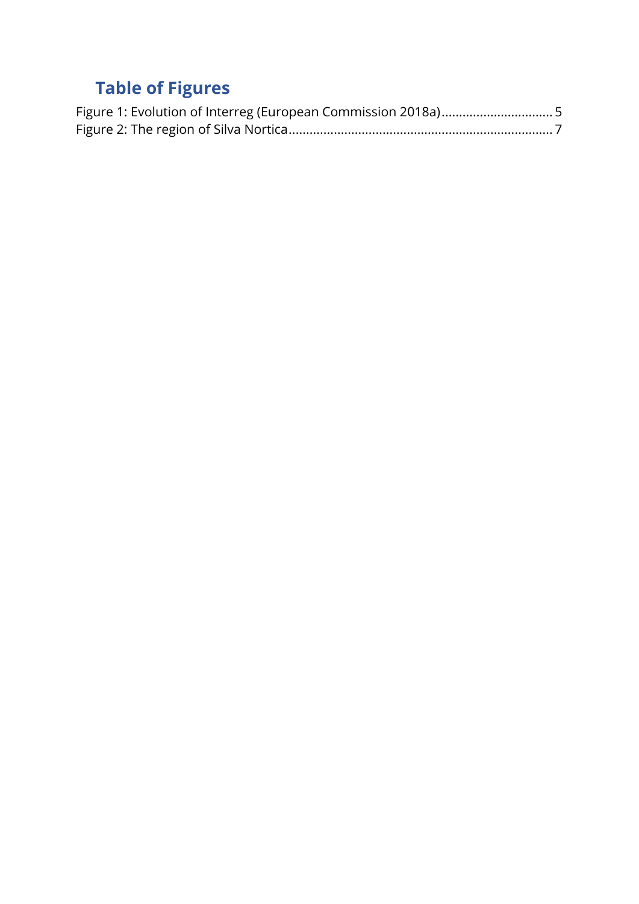# Table of Figures

Figure 1: Evolution of Interreg (European Commission 2018a) ................................ 5
Figure 2: The region of Silva Nortica ........................................................................... 7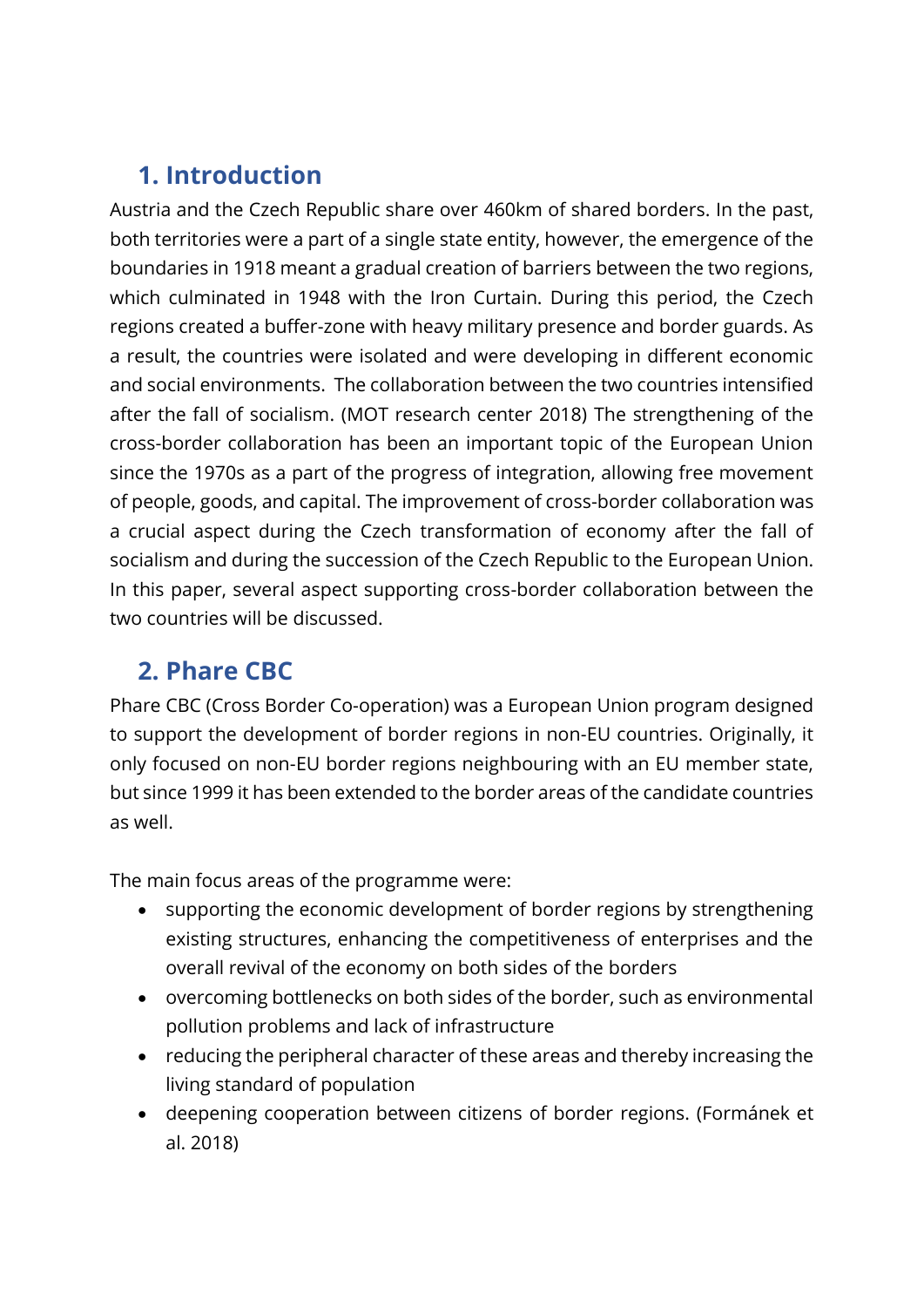## 1. Introduction

Austria and the Czech Republic share over 460km of shared borders. In the past, both territories were a part of a single state entity, however, the emergence of the boundaries in 1918 meant a gradual creation of barriers between the two regions, which culminated in 1948 with the Iron Curtain. During this period, the Czech regions created a buffer-zone with heavy military presence and border guards. As a result, the countries were isolated and were developing in different economic and social environments. The collaboration between the two countries intensified after the fall of socialism. (MOT research center 2018) The strengthening of the cross-border collaboration has been an important topic of the European Union since the 1970s as a part of the progress of integration, allowing free movement of people, goods, and capital. The improvement of cross-border collaboration was a crucial aspect during the Czech transformation of economy after the fall of socialism and during the succession of the Czech Republic to the European Union. In this paper, several aspect supporting cross-border collaboration between the two countries will be discussed.

## 2. Phare CBC

Phare CBC (Cross Border Co-operation) was a European Union program designed to support the development of border regions in non-EU countries. Originally, it only focused on non-EU border regions neighbouring with an EU member state, but since 1999 it has been extended to the border areas of the candidate countries as well.

The main focus areas of the programme were:

- supporting the economic development of border regions by strengthening existing structures, enhancing the competitiveness of enterprises and the overall revival of the economy on both sides of the borders
- overcoming bottlenecks on both sides of the border, such as environmental pollution problems and lack of infrastructure
- reducing the peripheral character of these areas and thereby increasing the living standard of population
- deepening cooperation between citizens of border regions. (Formánek et al. 2018)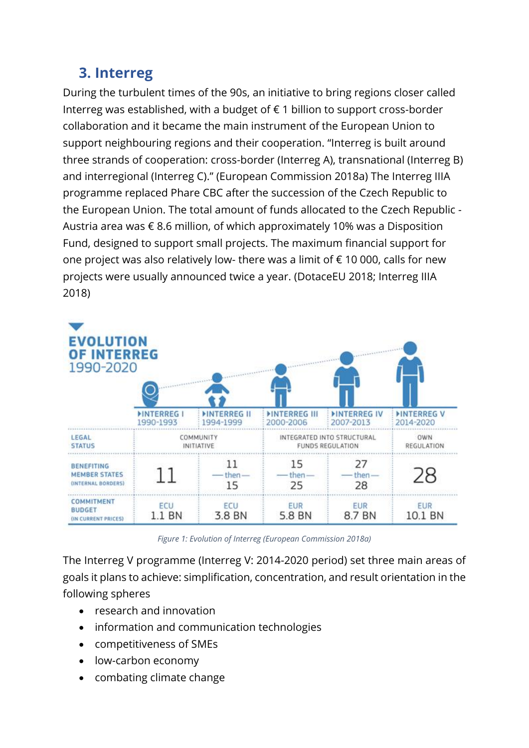## 3. Interreg

During the turbulent times of the 90s, an initiative to bring regions closer called Interreg was established, with a budget of € 1 billion to support cross-border collaboration and it became the main instrument of the European Union to support neighbouring regions and their cooperation. "Interreg is built around three strands of cooperation: cross-border (Interreg A), transnational (Interreg B) and interregional (Interreg C)." (European Commission 2018a) The Interreg IIIA programme replaced Phare CBC after the succession of the Czech Republic to the European Union. The total amount of funds allocated to the Czech Republic - Austria area was € 8.6 million, of which approximately 10% was a Disposition Fund, designed to support small projects. The maximum financial support for one project was also relatively low- there was a limit of € 10 000, calls for new projects were usually announced twice a year. (DotaceEU 2018; Interreg IIIA 2018)

**EVOLUTION OF INTERREG 1990-2020**

| | INTERREG I 1990-1993 | INTERREG II 1994-1999 | INTERREG III 2000-2006 | INTERREG IV 2007-2013 | INTERREG V 2014-2020 |
|---|---|---|---|---|---|
| LEGAL STATUS | COMMUNITY INITIATIVE | | INTEGRATED INTO STRUCTURAL FUNDS REGULATION | | OWN REGULATION |
| BENEFITING MEMBER STATES (INTERNAL BORDERS) | 11 | 11 then 15 | 15 then 25 | 27 then 28 | 28 |
| COMMITMENT BUDGET (IN CURRENT PRICES) | ECU 1.1 BN | ECU 3.8 BN | EUR 5.8 BN | EUR 8.7 BN | EUR 10.1 BN |

*Figure 1: Evolution of Interreg (European Commission 2018a)*

The Interreg V programme (Interreg V: 2014-2020 period) set three main areas of goals it plans to achieve: simplification, concentration, and result orientation in the following spheres

- research and innovation
- information and communication technologies
- competitiveness of SMEs
- low-carbon economy
- combating climate change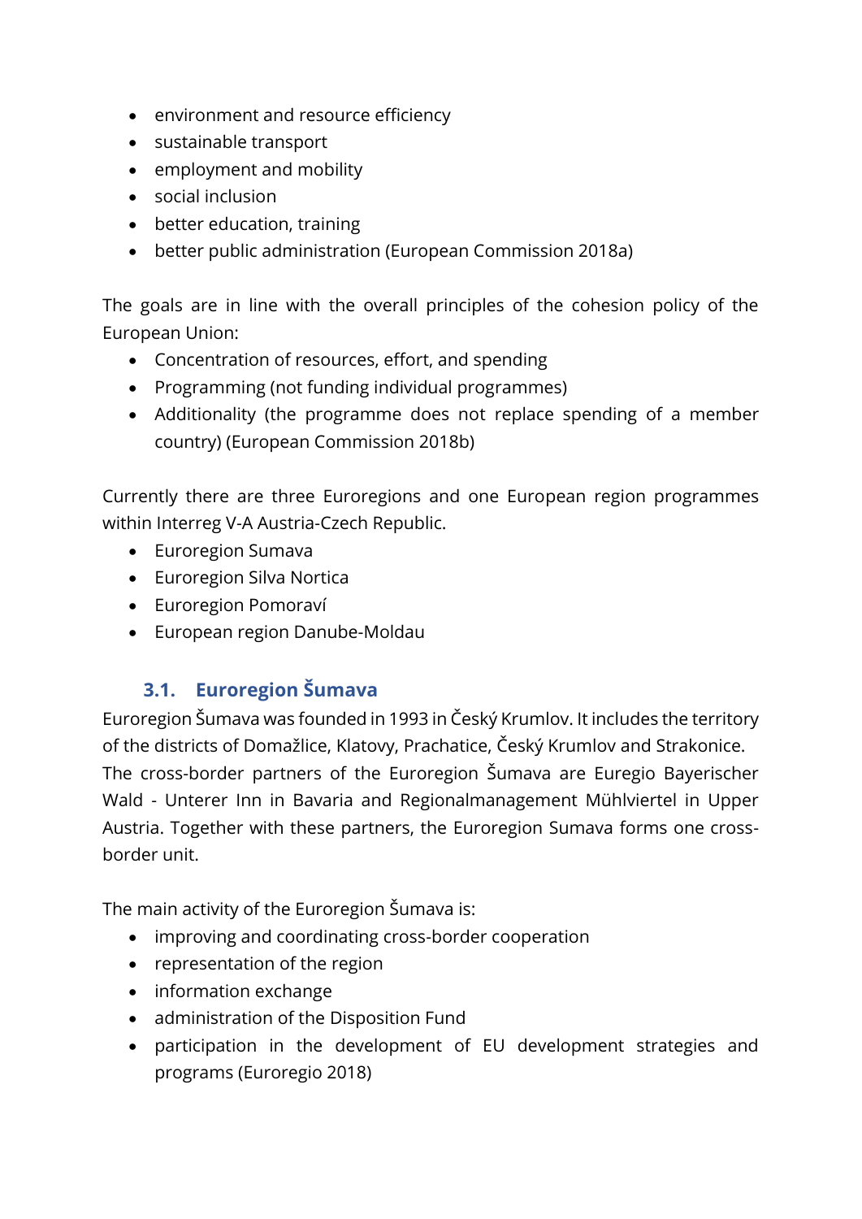- environment and resource efficiency
- sustainable transport
- employment and mobility
- social inclusion
- better education, training
- better public administration (European Commission 2018a)

The goals are in line with the overall principles of the cohesion policy of the European Union:

- Concentration of resources, effort, and spending
- Programming (not funding individual programmes)
- Additionality (the programme does not replace spending of a member country) (European Commission 2018b)

Currently there are three Euroregions and one European region programmes within Interreg V-A Austria-Czech Republic.

- Euroregion Sumava
- Euroregion Silva Nortica
- Euroregion Pomoraví
- European region Danube-Moldau

### 3.1. Euroregion Šumava

Euroregion Šumava was founded in 1993 in Český Krumlov. It includes the territory of the districts of Domažlice, Klatovy, Prachatice, Český Krumlov and Strakonice. The cross-border partners of the Euroregion Šumava are Euregio Bayerischer Wald - Unterer Inn in Bavaria and Regionalmanagement Mühlviertel in Upper Austria. Together with these partners, the Euroregion Sumava forms one cross-border unit.

The main activity of the Euroregion Šumava is:

- improving and coordinating cross-border cooperation
- representation of the region
- information exchange
- administration of the Disposition Fund
- participation in the development of EU development strategies and programs (Euroregio 2018)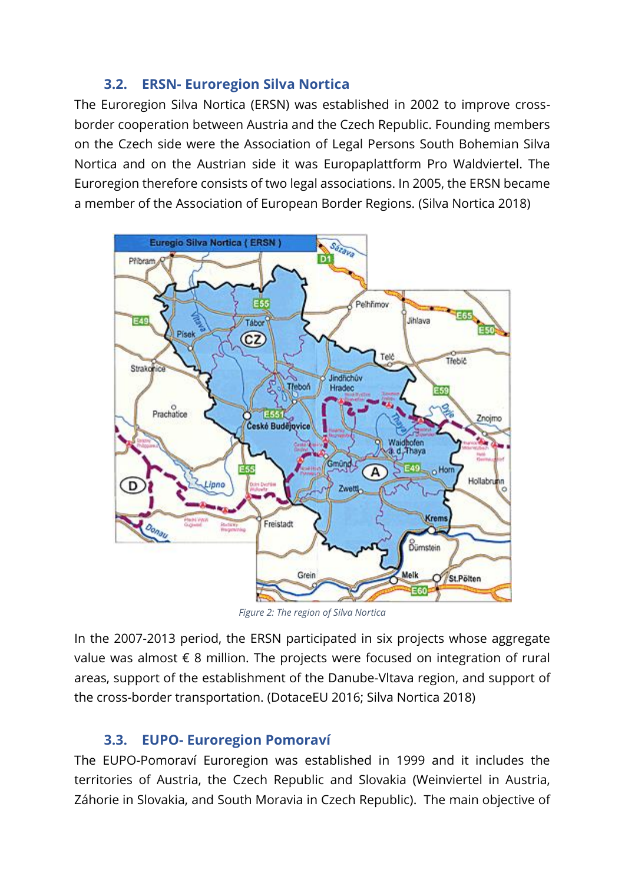### 3.2. ERSN- Euroregion Silva Nortica

The Euroregion Silva Nortica (ERSN) was established in 2002 to improve cross-border cooperation between Austria and the Czech Republic. Founding members on the Czech side were the Association of Legal Persons South Bohemian Silva Nortica and on the Austrian side it was Europaplattform Pro Waldviertel. The Euroregion therefore consists of two legal associations. In 2005, the ERSN became a member of the Association of European Border Regions. (Silva Nortica 2018)

*Figure 2: The region of Silva Nortica*

In the 2007-2013 period, the ERSN participated in six projects whose aggregate value was almost € 8 million. The projects were focused on integration of rural areas, support of the establishment of the Danube-Vltava region, and support of the cross-border transportation. (DotaceEU 2016; Silva Nortica 2018)

### 3.3. EUPO- Euroregion Pomoraví

The EUPO-Pomoraví Euroregion was established in 1999 and it includes the territories of Austria, the Czech Republic and Slovakia (Weinviertel in Austria, Záhorie in Slovakia, and South Moravia in Czech Republic). The main objective of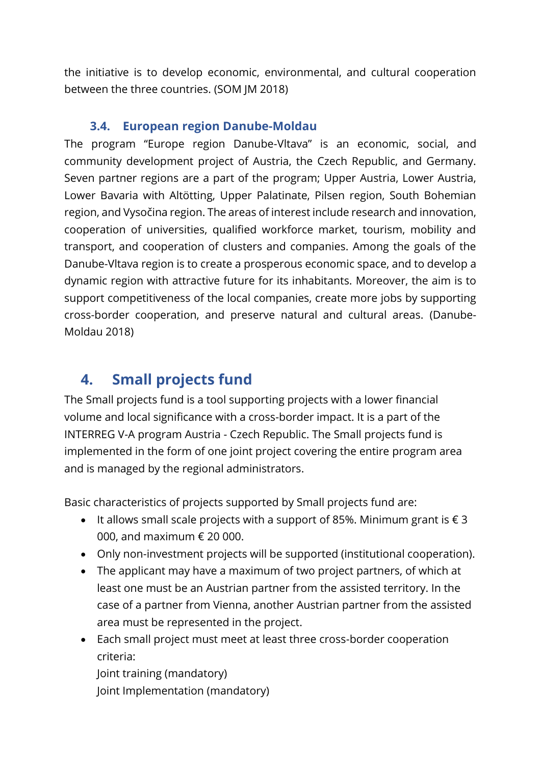the initiative is to develop economic, environmental, and cultural cooperation between the three countries. (SOM JM 2018)

### 3.4. European region Danube-Moldau

The program "Europe region Danube-Vltava" is an economic, social, and community development project of Austria, the Czech Republic, and Germany. Seven partner regions are a part of the program; Upper Austria, Lower Austria, Lower Bavaria with Altötting, Upper Palatinate, Pilsen region, South Bohemian region, and Vysočina region. The areas of interest include research and innovation, cooperation of universities, qualified workforce market, tourism, mobility and transport, and cooperation of clusters and companies. Among the goals of the Danube-Vltava region is to create a prosperous economic space, and to develop a dynamic region with attractive future for its inhabitants. Moreover, the aim is to support competitiveness of the local companies, create more jobs by supporting cross-border cooperation, and preserve natural and cultural areas. (Danube-Moldau 2018)

## 4. Small projects fund

The Small projects fund is a tool supporting projects with a lower financial volume and local significance with a cross-border impact. It is a part of the INTERREG V-A program Austria - Czech Republic. The Small projects fund is implemented in the form of one joint project covering the entire program area and is managed by the regional administrators.

Basic characteristics of projects supported by Small projects fund are:

- It allows small scale projects with a support of 85%. Minimum grant is € 3 000, and maximum € 20 000.
- Only non-investment projects will be supported (institutional cooperation).
- The applicant may have a maximum of two project partners, of which at least one must be an Austrian partner from the assisted territory. In the case of a partner from Vienna, another Austrian partner from the assisted area must be represented in the project.
- Each small project must meet at least three cross-border cooperation criteria:
  Joint training (mandatory)
  Joint Implementation (mandatory)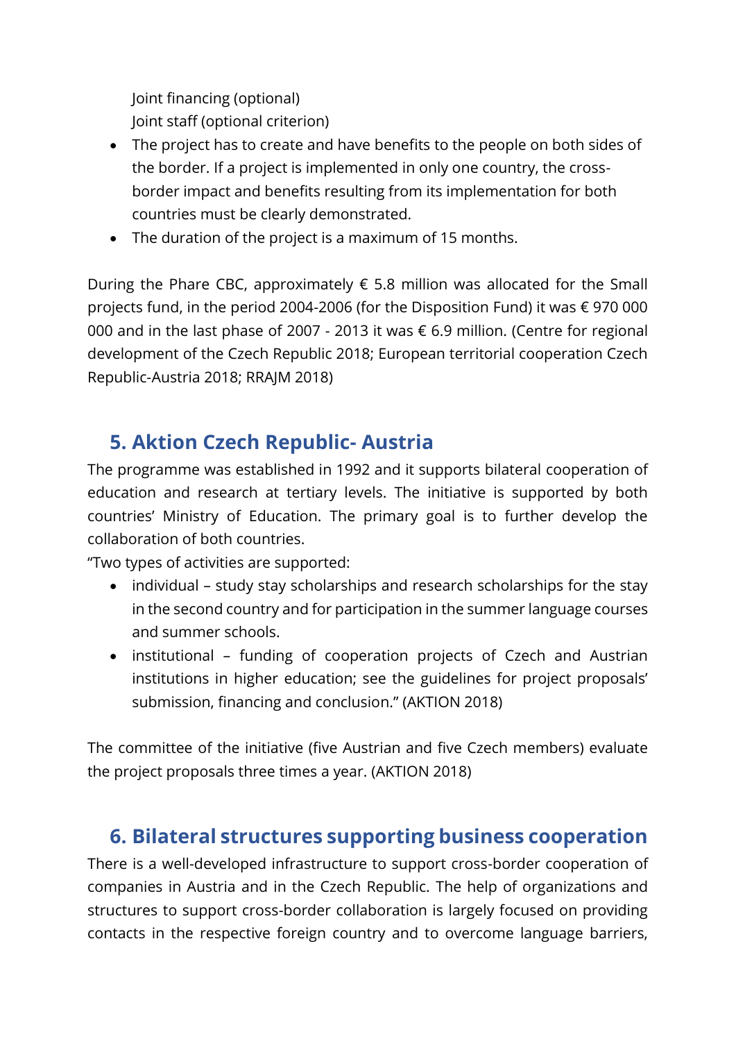Joint financing (optional)
Joint staff (optional criterion)

- The project has to create and have benefits to the people on both sides of the border. If a project is implemented in only one country, the cross-border impact and benefits resulting from its implementation for both countries must be clearly demonstrated.
- The duration of the project is a maximum of 15 months.

During the Phare CBC, approximately € 5.8 million was allocated for the Small projects fund, in the period 2004-2006 (for the Disposition Fund) it was € 970 000 000 and in the last phase of 2007 - 2013 it was € 6.9 million. (Centre for regional development of the Czech Republic 2018; European territorial cooperation Czech Republic-Austria 2018; RRAJM 2018)

## 5. Aktion Czech Republic- Austria

The programme was established in 1992 and it supports bilateral cooperation of education and research at tertiary levels. The initiative is supported by both countries' Ministry of Education. The primary goal is to further develop the collaboration of both countries.

"Two types of activities are supported:

- individual – study stay scholarships and research scholarships for the stay in the second country and for participation in the summer language courses and summer schools.
- institutional – funding of cooperation projects of Czech and Austrian institutions in higher education; see the guidelines for project proposals' submission, financing and conclusion." (AKTION 2018)

The committee of the initiative (five Austrian and five Czech members) evaluate the project proposals three times a year. (AKTION 2018)

## 6. Bilateral structures supporting business cooperation

There is a well-developed infrastructure to support cross-border cooperation of companies in Austria and in the Czech Republic. The help of organizations and structures to support cross-border collaboration is largely focused on providing contacts in the respective foreign country and to overcome language barriers,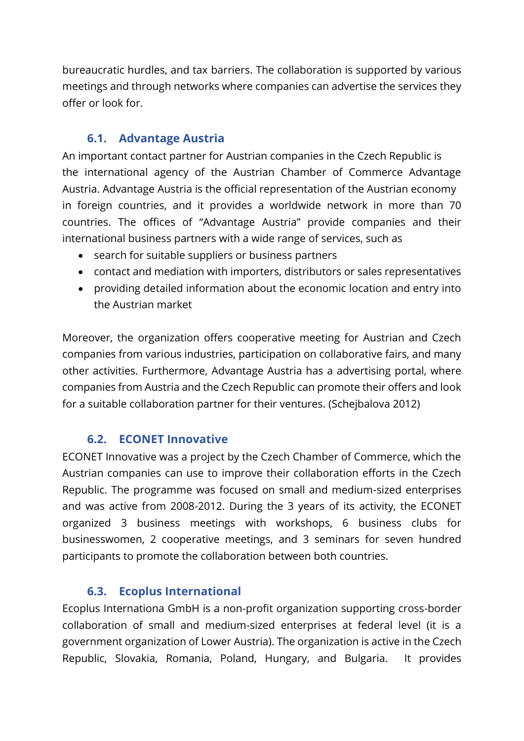bureaucratic hurdles, and tax barriers. The collaboration is supported by various meetings and through networks where companies can advertise the services they offer or look for.

### 6.1. Advantage Austria

An important contact partner for Austrian companies in the Czech Republic is the international agency of the Austrian Chamber of Commerce Advantage Austria. Advantage Austria is the official representation of the Austrian economy in foreign countries, and it provides a worldwide network in more than 70 countries. The offices of "Advantage Austria" provide companies and their international business partners with a wide range of services, such as

- search for suitable suppliers or business partners
- contact and mediation with importers, distributors or sales representatives
- providing detailed information about the economic location and entry into the Austrian market

Moreover, the organization offers cooperative meeting for Austrian and Czech companies from various industries, participation on collaborative fairs, and many other activities. Furthermore, Advantage Austria has a advertising portal, where companies from Austria and the Czech Republic can promote their offers and look for a suitable collaboration partner for their ventures. (Schejbalova 2012)

### 6.2. ECONET Innovative

ECONET Innovative was a project by the Czech Chamber of Commerce, which the Austrian companies can use to improve their collaboration efforts in the Czech Republic. The programme was focused on small and medium-sized enterprises and was active from 2008-2012. During the 3 years of its activity, the ECONET organized 3 business meetings with workshops, 6 business clubs for businesswomen, 2 cooperative meetings, and 3 seminars for seven hundred participants to promote the collaboration between both countries.

### 6.3. Ecoplus International

Ecoplus Internationa GmbH is a non-profit organization supporting cross-border collaboration of small and medium-sized enterprises at federal level (it is a government organization of Lower Austria). The organization is active in the Czech Republic, Slovakia, Romania, Poland, Hungary, and Bulgaria. It provides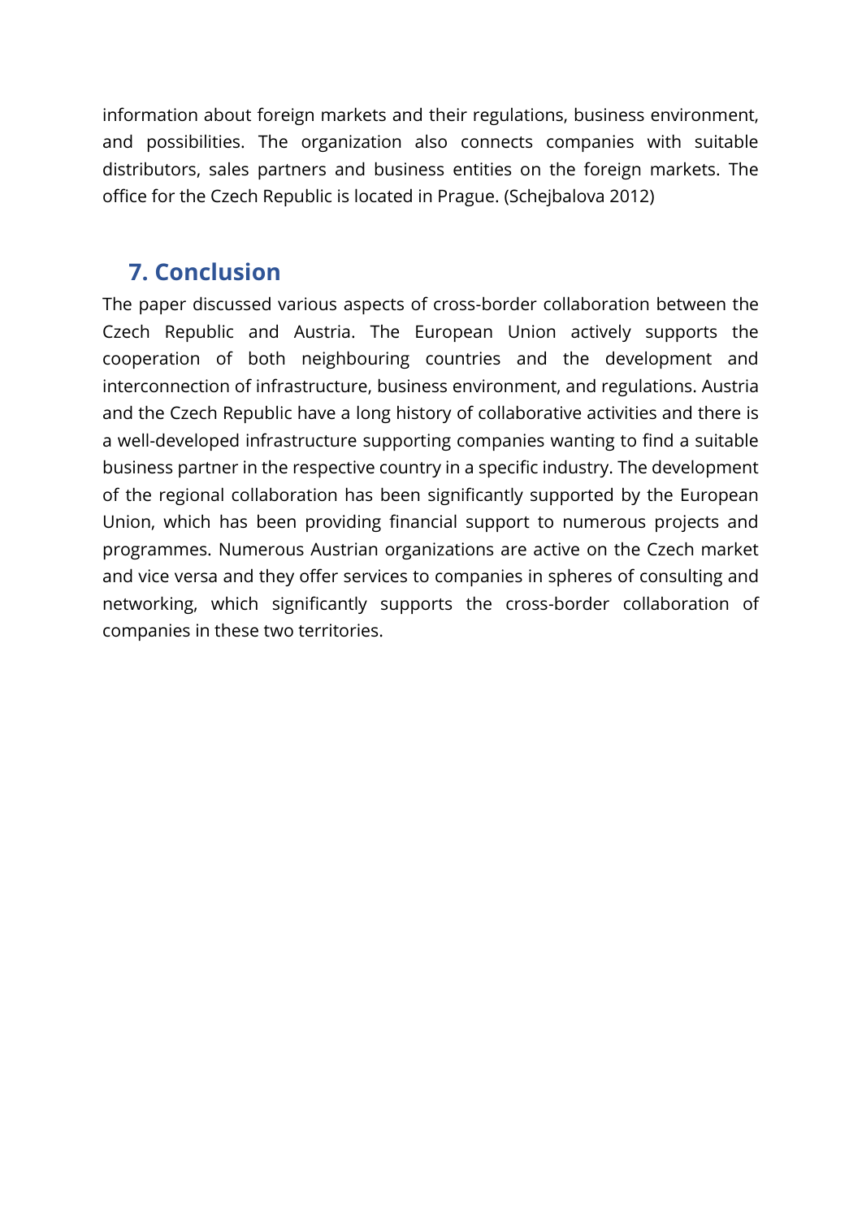information about foreign markets and their regulations, business environment, and possibilities. The organization also connects companies with suitable distributors, sales partners and business entities on the foreign markets. The office for the Czech Republic is located in Prague. (Schejbalova 2012)

## 7. Conclusion

The paper discussed various aspects of cross-border collaboration between the Czech Republic and Austria. The European Union actively supports the cooperation of both neighbouring countries and the development and interconnection of infrastructure, business environment, and regulations. Austria and the Czech Republic have a long history of collaborative activities and there is a well-developed infrastructure supporting companies wanting to find a suitable business partner in the respective country in a specific industry. The development of the regional collaboration has been significantly supported by the European Union, which has been providing financial support to numerous projects and programmes. Numerous Austrian organizations are active on the Czech market and vice versa and they offer services to companies in spheres of consulting and networking, which significantly supports the cross-border collaboration of companies in these two territories.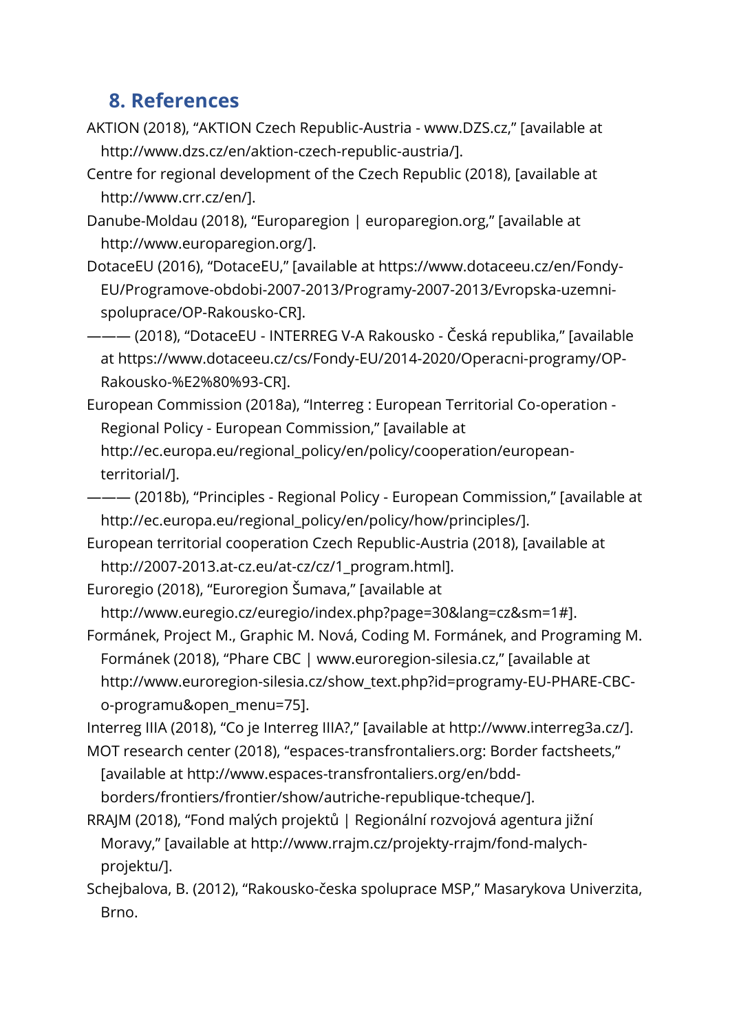## 8. References

AKTION (2018), “AKTION Czech Republic-Austria - www.DZS.cz,” [available at http://www.dzs.cz/en/aktion-czech-republic-austria/].

Centre for regional development of the Czech Republic (2018), [available at http://www.crr.cz/en/].

Danube-Moldau (2018), “Europaregion | europaregion.org,” [available at http://www.europaregion.org/].

DotaceEU (2016), “DotaceEU,” [available at https://www.dotaceeu.cz/en/Fondy-EU/Programove-obdobi-2007-2013/Programy-2007-2013/Evropska-uzemni-spoluprace/OP-Rakousko-CR].

——— (2018), “DotaceEU - INTERREG V-A Rakousko - Česká republika,” [available at https://www.dotaceeu.cz/cs/Fondy-EU/2014-2020/Operacni-programy/OP-Rakousko-%E2%80%93-CR].

European Commission (2018a), “Interreg : European Territorial Co-operation - Regional Policy - European Commission,” [available at http://ec.europa.eu/regional_policy/en/policy/cooperation/european-territorial/].

——— (2018b), “Principles - Regional Policy - European Commission,” [available at http://ec.europa.eu/regional_policy/en/policy/how/principles/].

European territorial cooperation Czech Republic-Austria (2018), [available at http://2007-2013.at-cz.eu/at-cz/cz/1_program.html].

Euroregio (2018), “Euroregion Šumava,” [available at http://www.euregio.cz/euregio/index.php?page=30&lang=cz&sm=1#].

Formánek, Project M., Graphic M. Nová, Coding M. Formánek, and Programing M. Formánek (2018), “Phare CBC | www.euroregion-silesia.cz,” [available at http://www.euroregion-silesia.cz/show_text.php?id=programy-EU-PHARE-CBC-o-programu&open_menu=75].

Interreg IIIA (2018), “Co je Interreg IIIA?,” [available at http://www.interreg3a.cz/].

MOT research center (2018), “espaces-transfrontaliers.org: Border factsheets,” [available at http://www.espaces-transfrontaliers.org/en/bdd-borders/frontiers/frontier/show/autriche-republique-tcheque/].

RRAJM (2018), “Fond malých projektů | Regionální rozvojová agentura jižní Moravy,” [available at http://www.rrajm.cz/projekty-rrajm/fond-malych-projektu/].

Schejbalova, B. (2012), “Rakousko-česka spoluprace MSP,” Masarykova Univerzita, Brno.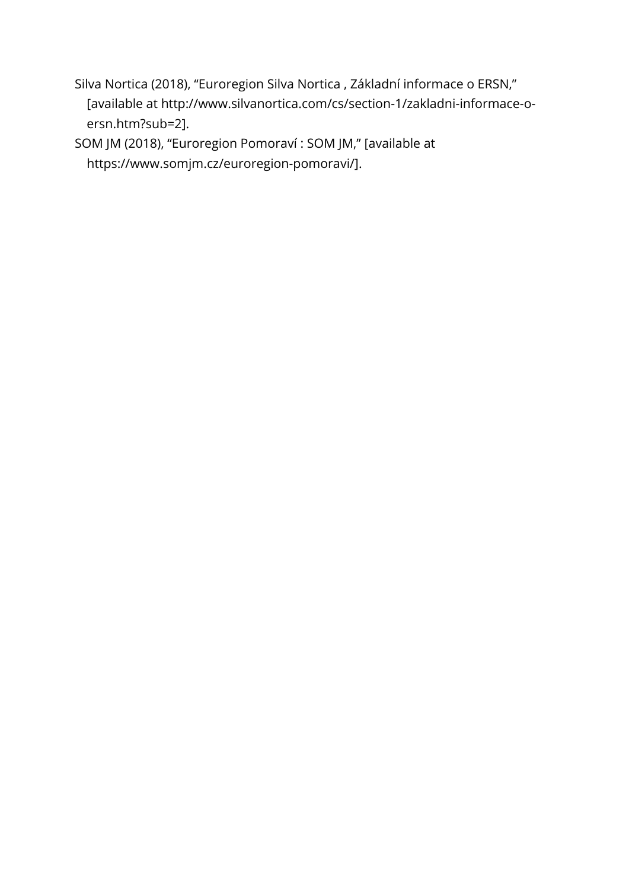Silva Nortica (2018), “Euroregion Silva Nortica , Základní informace o ERSN,” [available at http://www.silvanortica.com/cs/section-1/zakladni-informace-o-ersn.htm?sub=2].

SOM JM (2018), “Euroregion Pomoraví : SOM JM,” [available at https://www.somjm.cz/euroregion-pomoravi/].